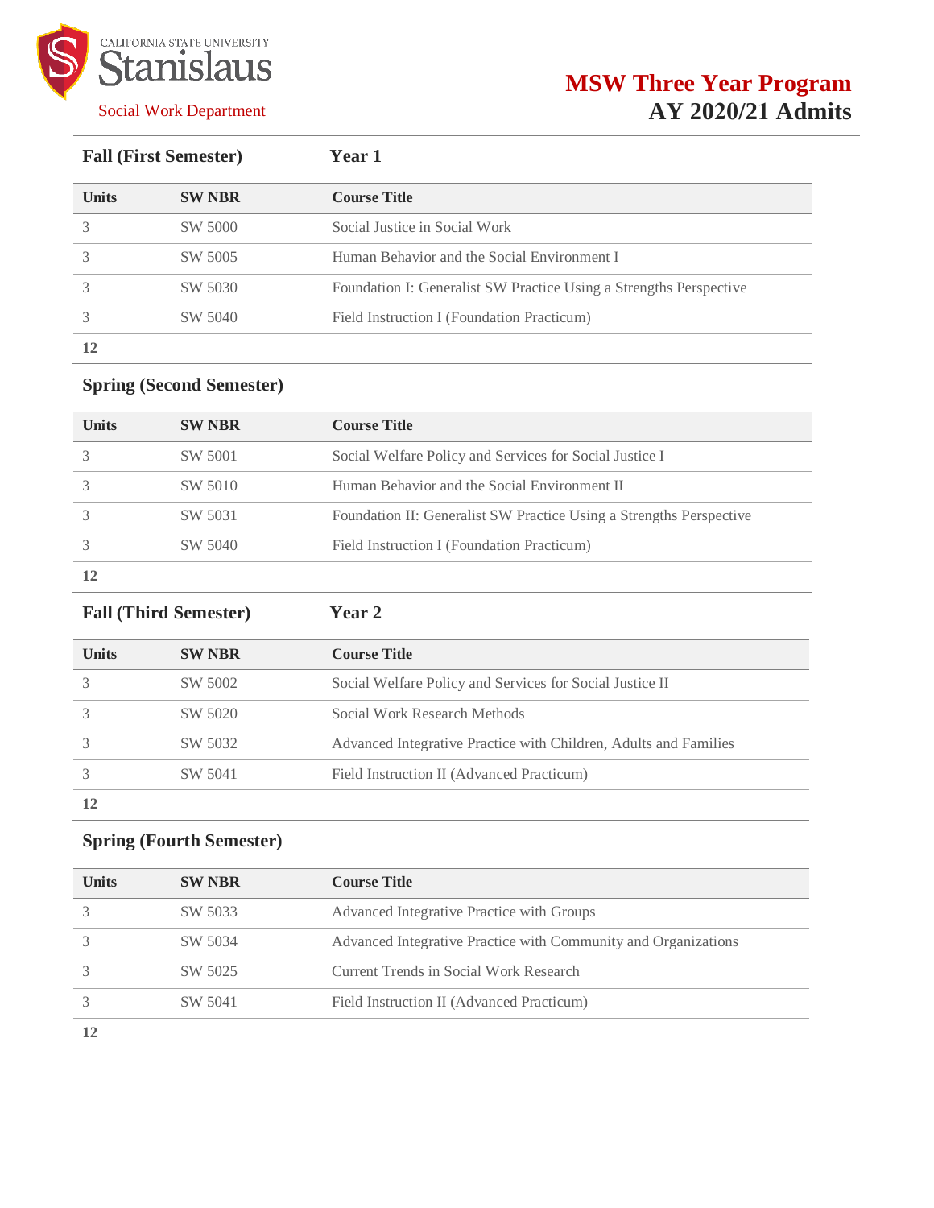California State University Stanislaus

Social Work Department

# MSW Three Year Program
## AY 2020/21 Admits

### Fall (First Semester) — Year 1

| Units | SW NBR | Course Title |
|---|---|---|
| 3 | SW 5000 | Social Justice in Social Work |
| 3 | SW 5005 | Human Behavior and the Social Environment I |
| 3 | SW 5030 | Foundation I: Generalist SW Practice Using a Strengths Perspective |
| 3 | SW 5040 | Field Instruction I (Foundation Practicum) |
| **12** | | |

### Spring (Second Semester)

| Units | SW NBR | Course Title |
|---|---|---|
| 3 | SW 5001 | Social Welfare Policy and Services for Social Justice I |
| 3 | SW 5010 | Human Behavior and the Social Environment II |
| 3 | SW 5031 | Foundation II: Generalist SW Practice Using a Strengths Perspective |
| 3 | SW 5040 | Field Instruction I (Foundation Practicum) |
| **12** | | |

### Fall (Third Semester) — Year 2

| Units | SW NBR | Course Title |
|---|---|---|
| 3 | SW 5002 | Social Welfare Policy and Services for Social Justice II |
| 3 | SW 5020 | Social Work Research Methods |
| 3 | SW 5032 | Advanced Integrative Practice with Children, Adults and Families |
| 3 | SW 5041 | Field Instruction II (Advanced Practicum) |
| **12** | | |

### Spring (Fourth Semester)

| Units | SW NBR | Course Title |
|---|---|---|
| 3 | SW 5033 | Advanced Integrative Practice with Groups |
| 3 | SW 5034 | Advanced Integrative Practice with Community and Organizations |
| 3 | SW 5025 | Current Trends in Social Work Research |
| 3 | SW 5041 | Field Instruction II (Advanced Practicum) |
| **12** | | |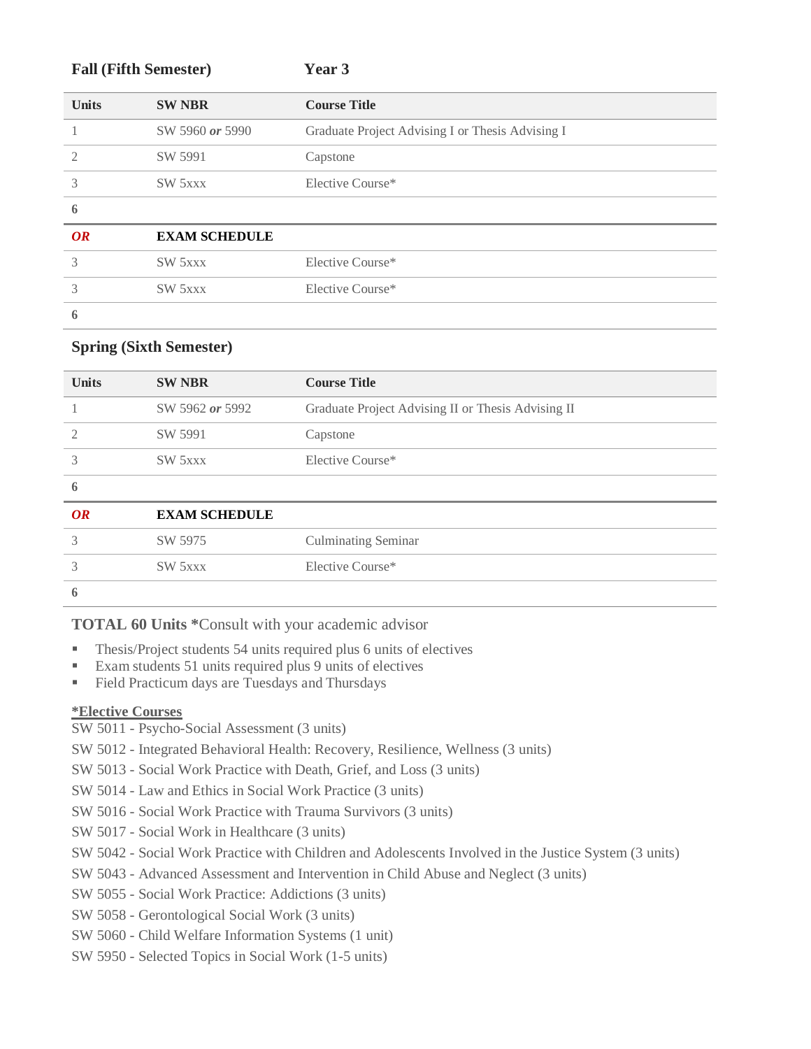**Fall (Fifth Semester)** **Year 3**

| Units | SW NBR | Course Title |
|---|---|---|
| 1 | SW 5960 ***or*** 5990 | Graduate Project Advising I or Thesis Advising I |
| 2 | SW 5991 | Capstone |
| 3 | SW 5xxx | Elective Course* |
| **6** | | |
| ***OR*** | **EXAM SCHEDULE** | |
| 3 | SW 5xxx | Elective Course* |
| 3 | SW 5xxx | Elective Course* |
| **6** | | |

**Spring (Sixth Semester)**

| Units | SW NBR | Course Title |
|---|---|---|
| 1 | SW 5962 ***or*** 5992 | Graduate Project Advising II or Thesis Advising II |
| 2 | SW 5991 | Capstone |
| 3 | SW 5xxx | Elective Course* |
| **6** | | |
| ***OR*** | **EXAM SCHEDULE** | |
| 3 | SW 5975 | Culminating Seminar |
| 3 | SW 5xxx | Elective Course* |
| **6** | | |

**TOTAL 60 Units** ***Consult with your academic advisor**

- Thesis/Project students 54 units required plus 6 units of electives
- Exam students 51 units required plus 9 units of electives
- Field Practicum days are Tuesdays and Thursdays

**\*Elective Courses**

SW 5011 - Psycho-Social Assessment (3 units)

SW 5012 - Integrated Behavioral Health: Recovery, Resilience, Wellness (3 units)

SW 5013 - Social Work Practice with Death, Grief, and Loss (3 units)

SW 5014 - Law and Ethics in Social Work Practice (3 units)

SW 5016 - Social Work Practice with Trauma Survivors (3 units)

SW 5017 - Social Work in Healthcare (3 units)

SW 5042 - Social Work Practice with Children and Adolescents Involved in the Justice System (3 units)

SW 5043 - Advanced Assessment and Intervention in Child Abuse and Neglect (3 units)

SW 5055 - Social Work Practice: Addictions (3 units)

SW 5058 - Gerontological Social Work (3 units)

SW 5060 - Child Welfare Information Systems (1 unit)

SW 5950 - Selected Topics in Social Work (1-5 units)